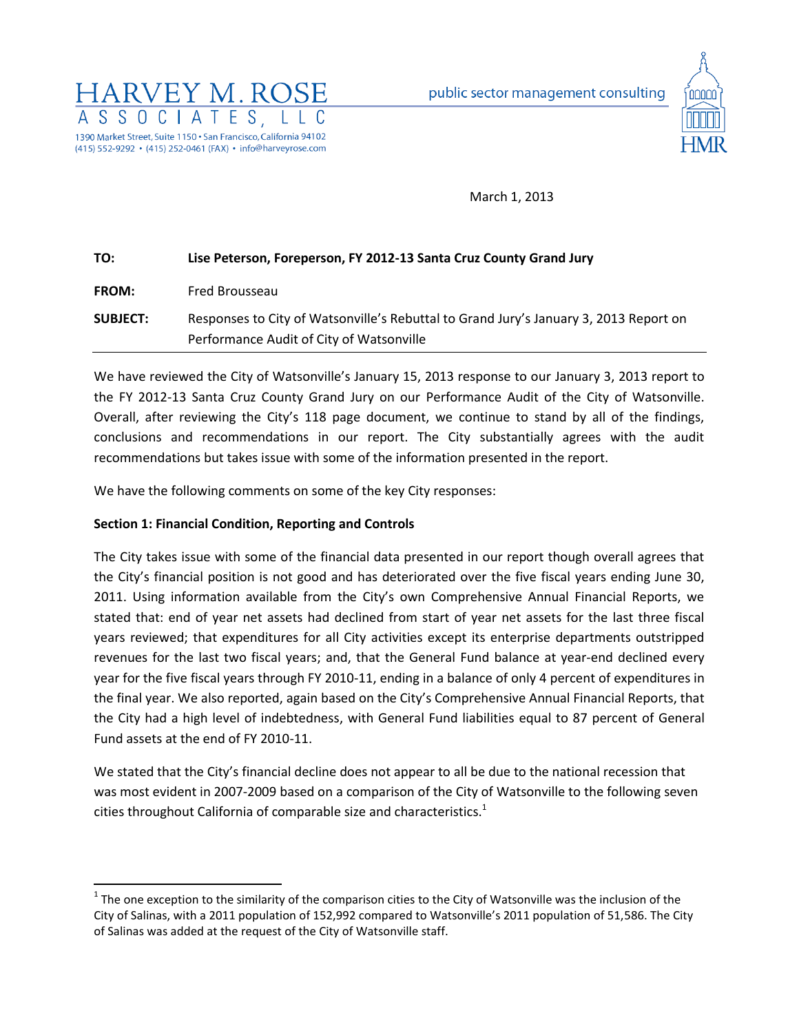HARVEY M. ROSE
ASSOCIATES, LLC

1390 Market Street, Suite 1150 • San Francisco, California 94102
(415) 552-9292 • (415) 252-0461 (FAX) • info@harveyrose.com

public sector management consulting

HMR

March 1, 2013

**TO:** **Lise Peterson, Foreperson, FY 2012-13 Santa Cruz County Grand Jury**

**FROM:** Fred Brousseau

**SUBJECT:** Responses to City of Watsonville's Rebuttal to Grand Jury's January 3, 2013 Report on Performance Audit of City of Watsonville

---

We have reviewed the City of Watsonville's January 15, 2013 response to our January 3, 2013 report to the FY 2012-13 Santa Cruz County Grand Jury on our Performance Audit of the City of Watsonville. Overall, after reviewing the City's 118 page document, we continue to stand by all of the findings, conclusions and recommendations in our report. The City substantially agrees with the audit recommendations but takes issue with some of the information presented in the report.

We have the following comments on some of the key City responses:

**Section 1: Financial Condition, Reporting and Controls**

The City takes issue with some of the financial data presented in our report though overall agrees that the City's financial position is not good and has deteriorated over the five fiscal years ending June 30, 2011. Using information available from the City's own Comprehensive Annual Financial Reports, we stated that: end of year net assets had declined from start of year net assets for the last three fiscal years reviewed; that expenditures for all City activities except its enterprise departments outstripped revenues for the last two fiscal years; and, that the General Fund balance at year-end declined every year for the five fiscal years through FY 2010-11, ending in a balance of only 4 percent of expenditures in the final year. We also reported, again based on the City's Comprehensive Annual Financial Reports, that the City had a high level of indebtedness, with General Fund liabilities equal to 87 percent of General Fund assets at the end of FY 2010-11.

We stated that the City's financial decline does not appear to all be due to the national recession that was most evident in 2007-2009 based on a comparison of the City of Watsonville to the following seven cities throughout California of comparable size and characteristics.[1]

---

[1] The one exception to the similarity of the comparison cities to the City of Watsonville was the inclusion of the City of Salinas, with a 2011 population of 152,992 compared to Watsonville's 2011 population of 51,586. The City of Salinas was added at the request of the City of Watsonville staff.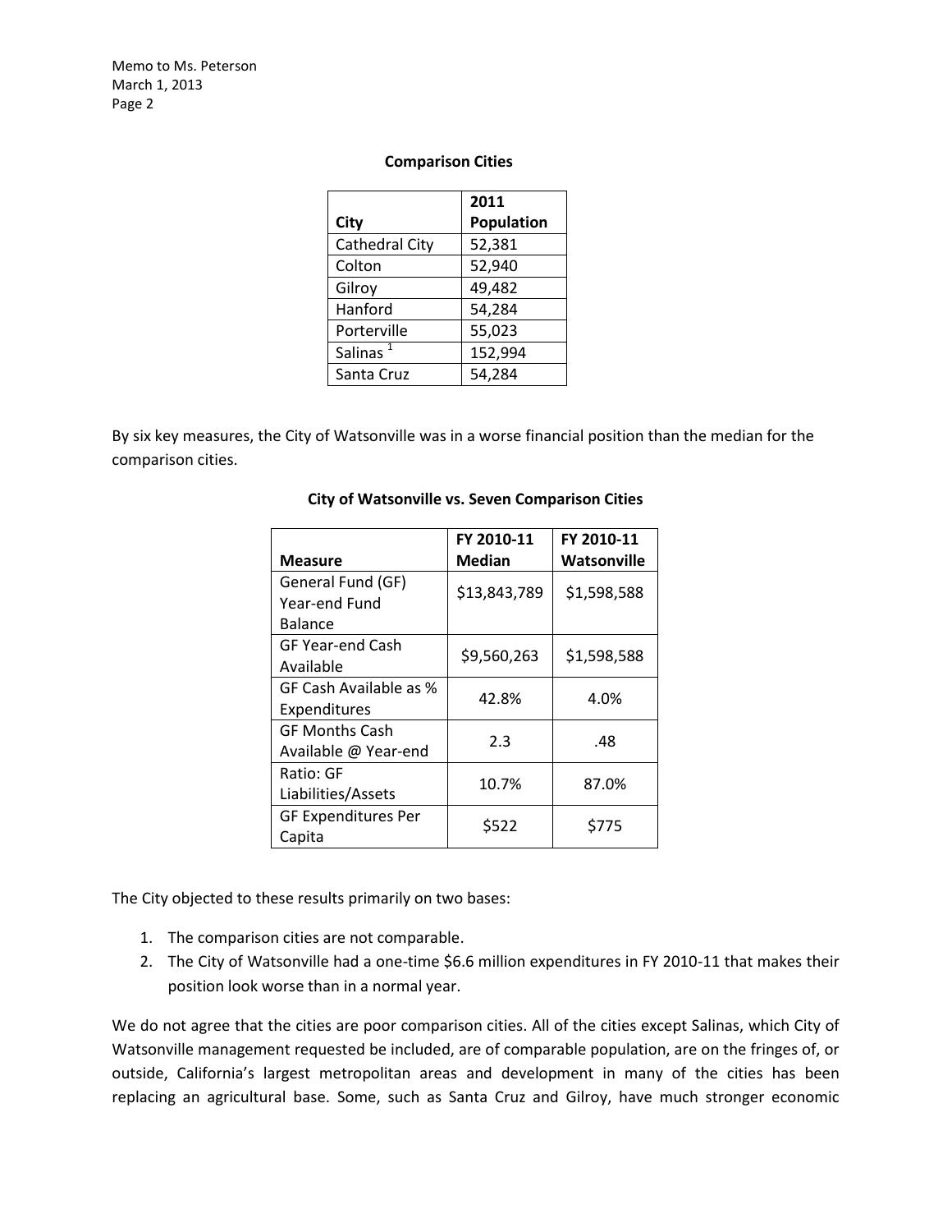**Comparison Cities**

| City | 2011 Population |
|---|---|
| Cathedral City | 52,381 |
| Colton | 52,940 |
| Gilroy | 49,482 |
| Hanford | 54,284 |
| Porterville | 55,023 |
| Salinas [1] | 152,994 |
| Santa Cruz | 54,284 |

By six key measures, the City of Watsonville was in a worse financial position than the median for the comparison cities.

**City of Watsonville vs. Seven Comparison Cities**

| Measure | FY 2010-11 Median | FY 2010-11 Watsonville |
|---|---|---|
| General Fund (GF) Year-end Fund Balance | $13,843,789 | $1,598,588 |
| GF Year-end Cash Available | $9,560,263 | $1,598,588 |
| GF Cash Available as % Expenditures | 42.8% | 4.0% |
| GF Months Cash Available @ Year-end | 2.3 | .48 |
| Ratio: GF Liabilities/Assets | 10.7% | 87.0% |
| GF Expenditures Per Capita | $522 | $775 |

The City objected to these results primarily on two bases:

1. The comparison cities are not comparable.
2. The City of Watsonville had a one-time $6.6 million expenditures in FY 2010-11 that makes their position look worse than in a normal year.

We do not agree that the cities are poor comparison cities. All of the cities except Salinas, which City of Watsonville management requested be included, are of comparable population, are on the fringes of, or outside, California's largest metropolitan areas and development in many of the cities has been replacing an agricultural base. Some, such as Santa Cruz and Gilroy, have much stronger economic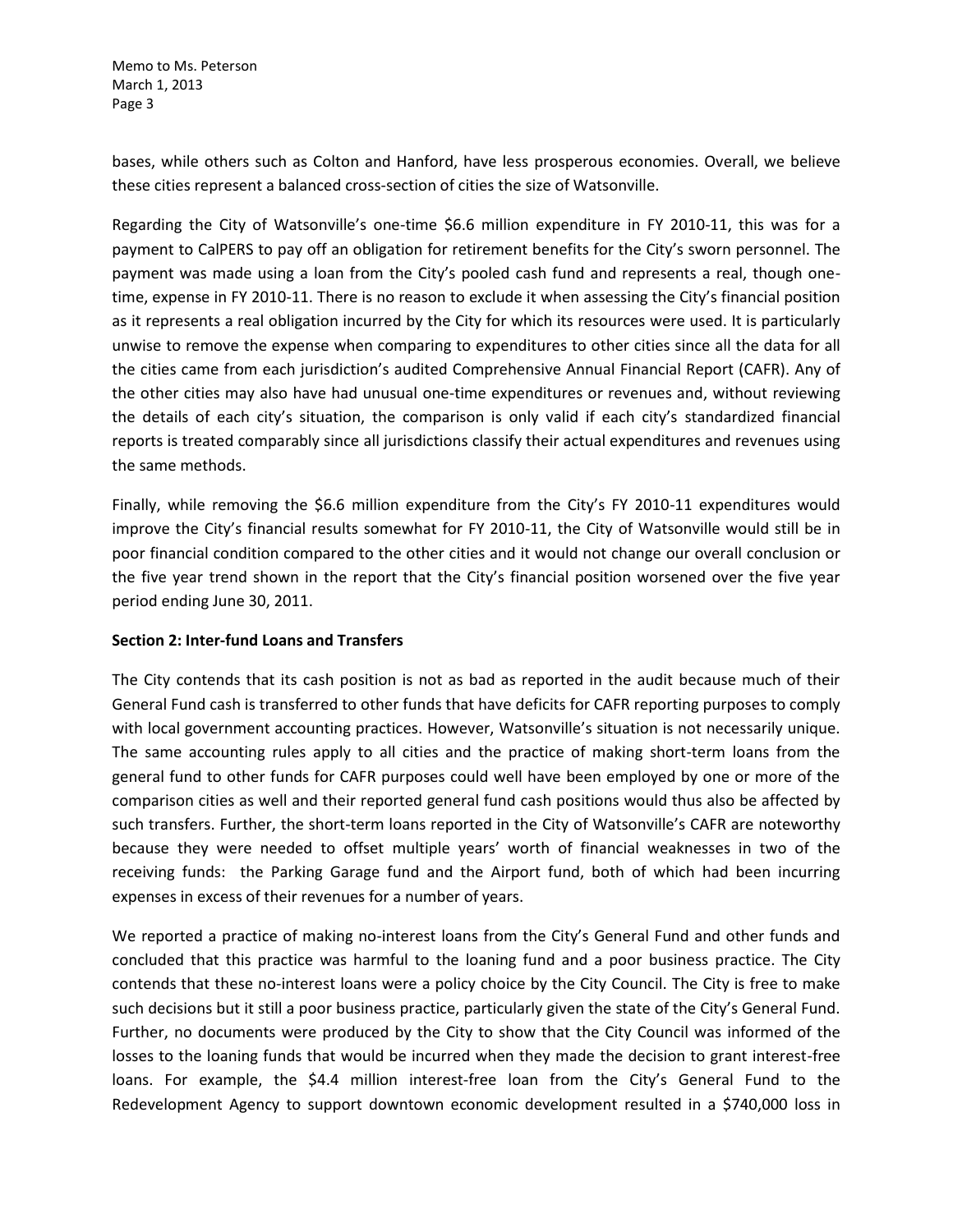bases, while others such as Colton and Hanford, have less prosperous economies. Overall, we believe these cities represent a balanced cross-section of cities the size of Watsonville.

Regarding the City of Watsonville's one-time $6.6 million expenditure in FY 2010-11, this was for a payment to CalPERS to pay off an obligation for retirement benefits for the City's sworn personnel. The payment was made using a loan from the City's pooled cash fund and represents a real, though one-time, expense in FY 2010-11. There is no reason to exclude it when assessing the City's financial position as it represents a real obligation incurred by the City for which its resources were used. It is particularly unwise to remove the expense when comparing to expenditures to other cities since all the data for all the cities came from each jurisdiction's audited Comprehensive Annual Financial Report (CAFR). Any of the other cities may also have had unusual one-time expenditures or revenues and, without reviewing the details of each city's situation, the comparison is only valid if each city's standardized financial reports is treated comparably since all jurisdictions classify their actual expenditures and revenues using the same methods.

Finally, while removing the $6.6 million expenditure from the City's FY 2010-11 expenditures would improve the City's financial results somewhat for FY 2010-11, the City of Watsonville would still be in poor financial condition compared to the other cities and it would not change our overall conclusion or the five year trend shown in the report that the City's financial position worsened over the five year period ending June 30, 2011.

**Section 2: Inter-fund Loans and Transfers**

The City contends that its cash position is not as bad as reported in the audit because much of their General Fund cash is transferred to other funds that have deficits for CAFR reporting purposes to comply with local government accounting practices. However, Watsonville's situation is not necessarily unique. The same accounting rules apply to all cities and the practice of making short-term loans from the general fund to other funds for CAFR purposes could well have been employed by one or more of the comparison cities as well and their reported general fund cash positions would thus also be affected by such transfers. Further, the short-term loans reported in the City of Watsonville's CAFR are noteworthy because they were needed to offset multiple years' worth of financial weaknesses in two of the receiving funds: the Parking Garage fund and the Airport fund, both of which had been incurring expenses in excess of their revenues for a number of years.

We reported a practice of making no-interest loans from the City's General Fund and other funds and concluded that this practice was harmful to the loaning fund and a poor business practice. The City contends that these no-interest loans were a policy choice by the City Council. The City is free to make such decisions but it still a poor business practice, particularly given the state of the City's General Fund. Further, no documents were produced by the City to show that the City Council was informed of the losses to the loaning funds that would be incurred when they made the decision to grant interest-free loans. For example, the $4.4 million interest-free loan from the City's General Fund to the Redevelopment Agency to support downtown economic development resulted in a $740,000 loss in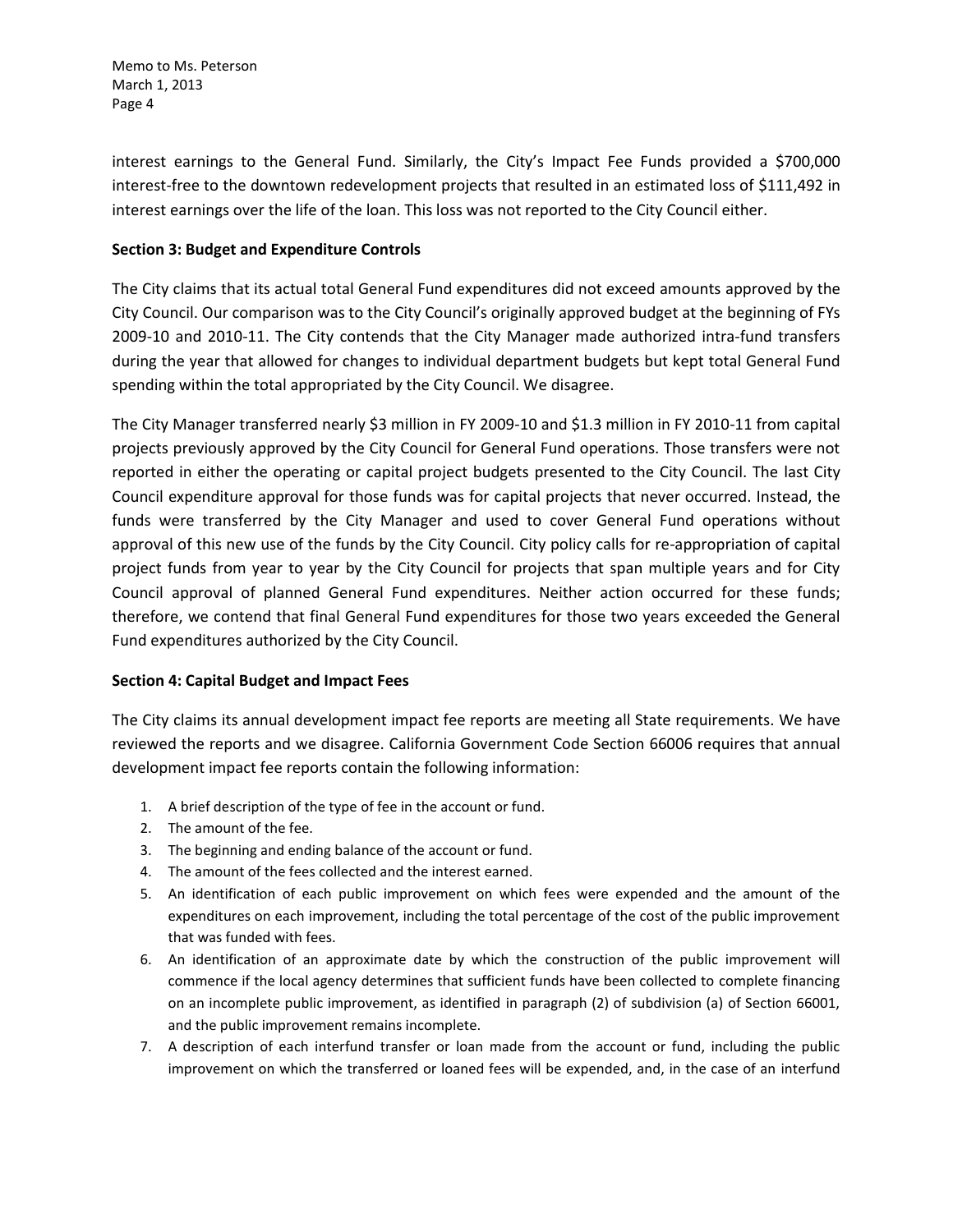interest earnings to the General Fund. Similarly, the City's Impact Fee Funds provided a $700,000 interest-free to the downtown redevelopment projects that resulted in an estimated loss of $111,492 in interest earnings over the life of the loan. This loss was not reported to the City Council either.

**Section 3: Budget and Expenditure Controls**

The City claims that its actual total General Fund expenditures did not exceed amounts approved by the City Council. Our comparison was to the City Council's originally approved budget at the beginning of FYs 2009-10 and 2010-11. The City contends that the City Manager made authorized intra-fund transfers during the year that allowed for changes to individual department budgets but kept total General Fund spending within the total appropriated by the City Council. We disagree.

The City Manager transferred nearly $3 million in FY 2009-10 and $1.3 million in FY 2010-11 from capital projects previously approved by the City Council for General Fund operations. Those transfers were not reported in either the operating or capital project budgets presented to the City Council. The last City Council expenditure approval for those funds was for capital projects that never occurred. Instead, the funds were transferred by the City Manager and used to cover General Fund operations without approval of this new use of the funds by the City Council. City policy calls for re-appropriation of capital project funds from year to year by the City Council for projects that span multiple years and for City Council approval of planned General Fund expenditures. Neither action occurred for these funds; therefore, we contend that final General Fund expenditures for those two years exceeded the General Fund expenditures authorized by the City Council.

**Section 4: Capital Budget and Impact Fees**

The City claims its annual development impact fee reports are meeting all State requirements. We have reviewed the reports and we disagree. California Government Code Section 66006 requires that annual development impact fee reports contain the following information:

1. A brief description of the type of fee in the account or fund.
2. The amount of the fee.
3. The beginning and ending balance of the account or fund.
4. The amount of the fees collected and the interest earned.
5. An identification of each public improvement on which fees were expended and the amount of the expenditures on each improvement, including the total percentage of the cost of the public improvement that was funded with fees.
6. An identification of an approximate date by which the construction of the public improvement will commence if the local agency determines that sufficient funds have been collected to complete financing on an incomplete public improvement, as identified in paragraph (2) of subdivision (a) of Section 66001, and the public improvement remains incomplete.
7. A description of each interfund transfer or loan made from the account or fund, including the public improvement on which the transferred or loaned fees will be expended, and, in the case of an interfund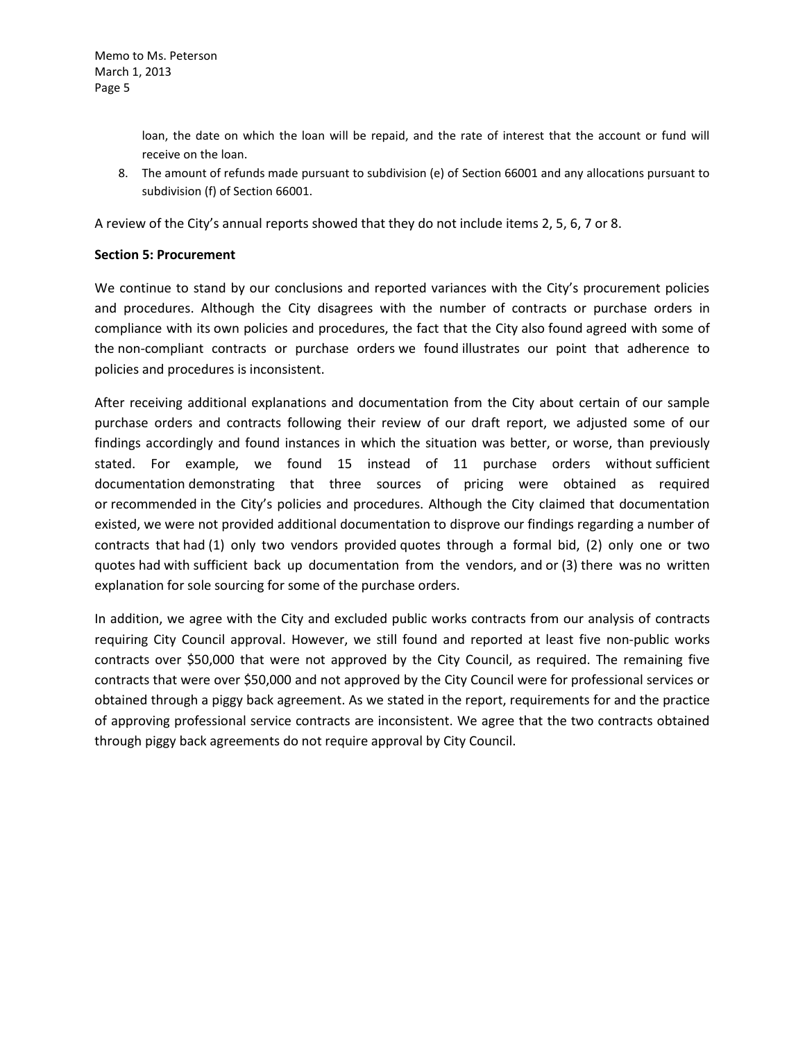loan, the date on which the loan will be repaid, and the rate of interest that the account or fund will receive on the loan.

8. The amount of refunds made pursuant to subdivision (e) of Section 66001 and any allocations pursuant to subdivision (f) of Section 66001.

A review of the City's annual reports showed that they do not include items 2, 5, 6, 7 or 8.

**Section 5: Procurement**

We continue to stand by our conclusions and reported variances with the City's procurement policies and procedures. Although the City disagrees with the number of contracts or purchase orders in compliance with its own policies and procedures, the fact that the City also found agreed with some of the non-compliant contracts or purchase orders we found illustrates our point that adherence to policies and procedures is inconsistent.

After receiving additional explanations and documentation from the City about certain of our sample purchase orders and contracts following their review of our draft report, we adjusted some of our findings accordingly and found instances in which the situation was better, or worse, than previously stated. For example, we found 15 instead of 11 purchase orders without sufficient documentation demonstrating that three sources of pricing were obtained as required or recommended in the City's policies and procedures. Although the City claimed that documentation existed, we were not provided additional documentation to disprove our findings regarding a number of contracts that had (1) only two vendors provided quotes through a formal bid, (2) only one or two quotes had with sufficient back up documentation from the vendors, and or (3) there was no written explanation for sole sourcing for some of the purchase orders.

In addition, we agree with the City and excluded public works contracts from our analysis of contracts requiring City Council approval. However, we still found and reported at least five non-public works contracts over $50,000 that were not approved by the City Council, as required. The remaining five contracts that were over $50,000 and not approved by the City Council were for professional services or obtained through a piggy back agreement. As we stated in the report, requirements for and the practice of approving professional service contracts are inconsistent. We agree that the two contracts obtained through piggy back agreements do not require approval by City Council.